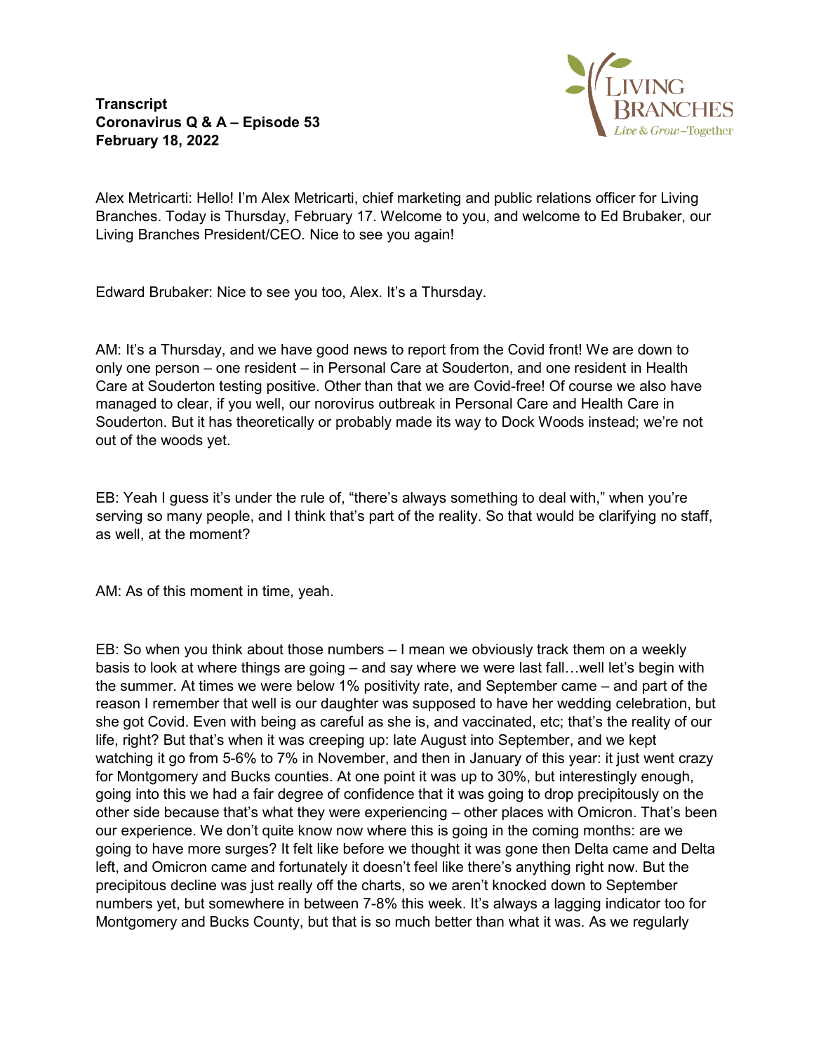**Transcript**
**Coronavirus Q & A – Episode 53**
**February 18, 2022**

Alex Metricarti: Hello! I'm Alex Metricarti, chief marketing and public relations officer for Living Branches. Today is Thursday, February 17. Welcome to you, and welcome to Ed Brubaker, our Living Branches President/CEO. Nice to see you again!

Edward Brubaker: Nice to see you too, Alex. It's a Thursday.

AM: It's a Thursday, and we have good news to report from the Covid front! We are down to only one person – one resident – in Personal Care at Souderton, and one resident in Health Care at Souderton testing positive. Other than that we are Covid-free! Of course we also have managed to clear, if you well, our norovirus outbreak in Personal Care and Health Care in Souderton. But it has theoretically or probably made its way to Dock Woods instead; we're not out of the woods yet.

EB: Yeah I guess it's under the rule of, "there's always something to deal with," when you're serving so many people, and I think that's part of the reality. So that would be clarifying no staff, as well, at the moment?

AM: As of this moment in time, yeah.

EB: So when you think about those numbers – I mean we obviously track them on a weekly basis to look at where things are going – and say where we were last fall…well let's begin with the summer. At times we were below 1% positivity rate, and September came – and part of the reason I remember that well is our daughter was supposed to have her wedding celebration, but she got Covid. Even with being as careful as she is, and vaccinated, etc; that's the reality of our life, right? But that's when it was creeping up: late August into September, and we kept watching it go from 5-6% to 7% in November, and then in January of this year: it just went crazy for Montgomery and Bucks counties. At one point it was up to 30%, but interestingly enough, going into this we had a fair degree of confidence that it was going to drop precipitously on the other side because that's what they were experiencing – other places with Omicron. That's been our experience. We don't quite know now where this is going in the coming months: are we going to have more surges? It felt like before we thought it was gone then Delta came and Delta left, and Omicron came and fortunately it doesn't feel like there's anything right now. But the precipitous decline was just really off the charts, so we aren't knocked down to September numbers yet, but somewhere in between 7-8% this week. It's always a lagging indicator too for Montgomery and Bucks County, but that is so much better than what it was. As we regularly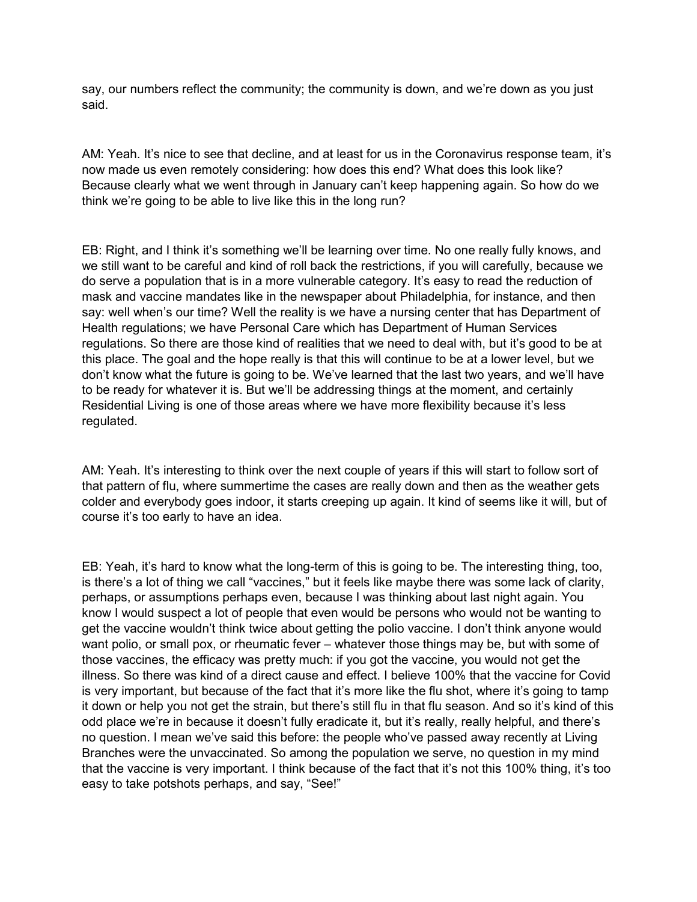say, our numbers reflect the community; the community is down, and we're down as you just said.

AM: Yeah. It's nice to see that decline, and at least for us in the Coronavirus response team, it's now made us even remotely considering: how does this end? What does this look like? Because clearly what we went through in January can't keep happening again. So how do we think we're going to be able to live like this in the long run?

EB: Right, and I think it's something we'll be learning over time. No one really fully knows, and we still want to be careful and kind of roll back the restrictions, if you will carefully, because we do serve a population that is in a more vulnerable category. It's easy to read the reduction of mask and vaccine mandates like in the newspaper about Philadelphia, for instance, and then say: well when's our time? Well the reality is we have a nursing center that has Department of Health regulations; we have Personal Care which has Department of Human Services regulations. So there are those kind of realities that we need to deal with, but it's good to be at this place. The goal and the hope really is that this will continue to be at a lower level, but we don't know what the future is going to be. We've learned that the last two years, and we'll have to be ready for whatever it is. But we'll be addressing things at the moment, and certainly Residential Living is one of those areas where we have more flexibility because it's less regulated.

AM: Yeah. It's interesting to think over the next couple of years if this will start to follow sort of that pattern of flu, where summertime the cases are really down and then as the weather gets colder and everybody goes indoor, it starts creeping up again. It kind of seems like it will, but of course it's too early to have an idea.

EB: Yeah, it's hard to know what the long-term of this is going to be. The interesting thing, too, is there's a lot of thing we call "vaccines," but it feels like maybe there was some lack of clarity, perhaps, or assumptions perhaps even, because I was thinking about last night again. You know I would suspect a lot of people that even would be persons who would not be wanting to get the vaccine wouldn't think twice about getting the polio vaccine. I don't think anyone would want polio, or small pox, or rheumatic fever – whatever those things may be, but with some of those vaccines, the efficacy was pretty much: if you got the vaccine, you would not get the illness. So there was kind of a direct cause and effect. I believe 100% that the vaccine for Covid is very important, but because of the fact that it's more like the flu shot, where it's going to tamp it down or help you not get the strain, but there's still flu in that flu season. And so it's kind of this odd place we're in because it doesn't fully eradicate it, but it's really, really helpful, and there's no question. I mean we've said this before: the people who've passed away recently at Living Branches were the unvaccinated. So among the population we serve, no question in my mind that the vaccine is very important. I think because of the fact that it's not this 100% thing, it's too easy to take potshots perhaps, and say, "See!"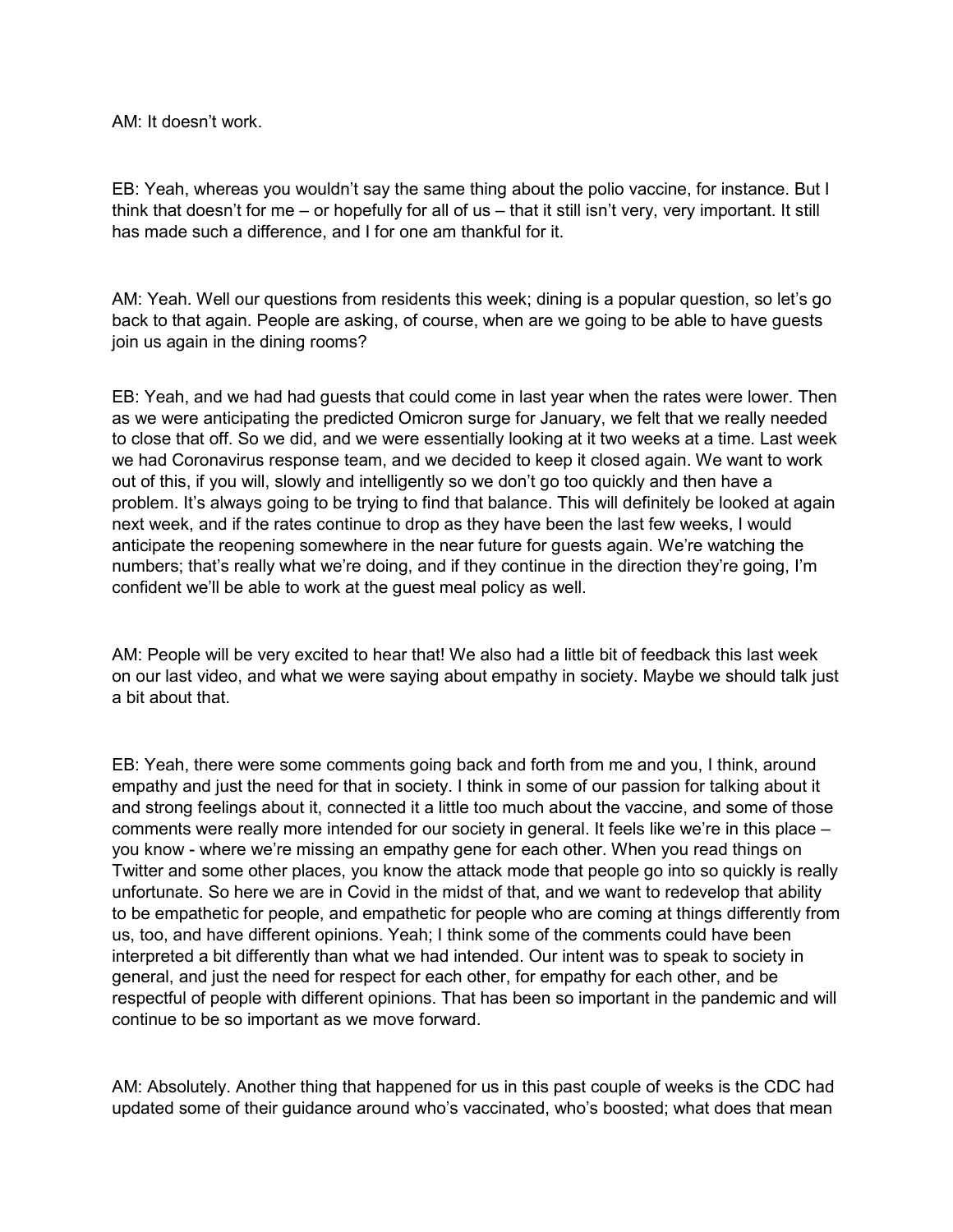AM: It doesn't work.

EB: Yeah, whereas you wouldn't say the same thing about the polio vaccine, for instance. But I think that doesn't for me – or hopefully for all of us – that it still isn't very, very important. It still has made such a difference, and I for one am thankful for it.

AM: Yeah. Well our questions from residents this week; dining is a popular question, so let's go back to that again. People are asking, of course, when are we going to be able to have guests join us again in the dining rooms?

EB: Yeah, and we had had guests that could come in last year when the rates were lower. Then as we were anticipating the predicted Omicron surge for January, we felt that we really needed to close that off. So we did, and we were essentially looking at it two weeks at a time. Last week we had Coronavirus response team, and we decided to keep it closed again. We want to work out of this, if you will, slowly and intelligently so we don't go too quickly and then have a problem. It's always going to be trying to find that balance. This will definitely be looked at again next week, and if the rates continue to drop as they have been the last few weeks, I would anticipate the reopening somewhere in the near future for guests again. We're watching the numbers; that's really what we're doing, and if they continue in the direction they're going, I'm confident we'll be able to work at the guest meal policy as well.

AM: People will be very excited to hear that! We also had a little bit of feedback this last week on our last video, and what we were saying about empathy in society. Maybe we should talk just a bit about that.

EB: Yeah, there were some comments going back and forth from me and you, I think, around empathy and just the need for that in society. I think in some of our passion for talking about it and strong feelings about it, connected it a little too much about the vaccine, and some of those comments were really more intended for our society in general. It feels like we're in this place – you know - where we're missing an empathy gene for each other. When you read things on Twitter and some other places, you know the attack mode that people go into so quickly is really unfortunate. So here we are in Covid in the midst of that, and we want to redevelop that ability to be empathetic for people, and empathetic for people who are coming at things differently from us, too, and have different opinions. Yeah; I think some of the comments could have been interpreted a bit differently than what we had intended. Our intent was to speak to society in general, and just the need for respect for each other, for empathy for each other, and be respectful of people with different opinions. That has been so important in the pandemic and will continue to be so important as we move forward.

AM: Absolutely. Another thing that happened for us in this past couple of weeks is the CDC had updated some of their guidance around who's vaccinated, who's boosted; what does that mean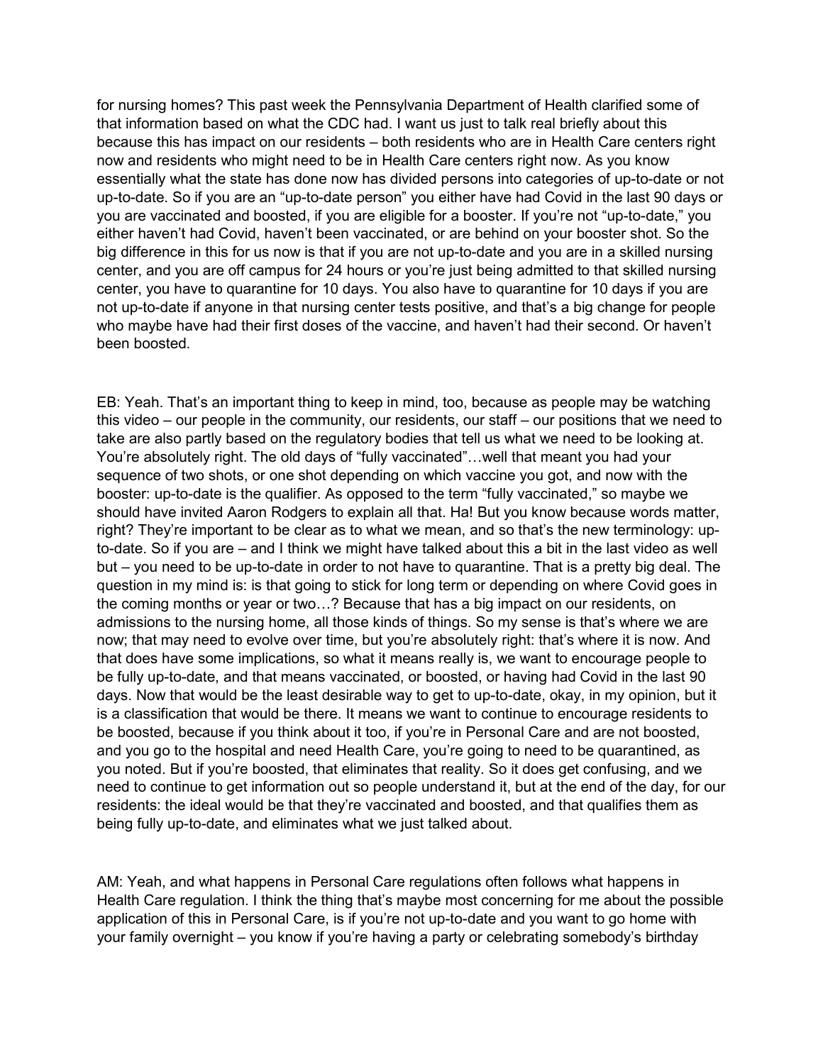for nursing homes? This past week the Pennsylvania Department of Health clarified some of that information based on what the CDC had. I want us just to talk real briefly about this because this has impact on our residents – both residents who are in Health Care centers right now and residents who might need to be in Health Care centers right now. As you know essentially what the state has done now has divided persons into categories of up-to-date or not up-to-date. So if you are an "up-to-date person" you either have had Covid in the last 90 days or you are vaccinated and boosted, if you are eligible for a booster. If you're not "up-to-date," you either haven't had Covid, haven't been vaccinated, or are behind on your booster shot. So the big difference in this for us now is that if you are not up-to-date and you are in a skilled nursing center, and you are off campus for 24 hours or you're just being admitted to that skilled nursing center, you have to quarantine for 10 days. You also have to quarantine for 10 days if you are not up-to-date if anyone in that nursing center tests positive, and that's a big change for people who maybe have had their first doses of the vaccine, and haven't had their second. Or haven't been boosted.

EB: Yeah. That's an important thing to keep in mind, too, because as people may be watching this video – our people in the community, our residents, our staff – our positions that we need to take are also partly based on the regulatory bodies that tell us what we need to be looking at. You're absolutely right. The old days of "fully vaccinated"…well that meant you had your sequence of two shots, or one shot depending on which vaccine you got, and now with the booster: up-to-date is the qualifier. As opposed to the term "fully vaccinated," so maybe we should have invited Aaron Rodgers to explain all that. Ha! But you know because words matter, right? They're important to be clear as to what we mean, and so that's the new terminology: up-to-date. So if you are – and I think we might have talked about this a bit in the last video as well but – you need to be up-to-date in order to not have to quarantine. That is a pretty big deal. The question in my mind is: is that going to stick for long term or depending on where Covid goes in the coming months or year or two…? Because that has a big impact on our residents, on admissions to the nursing home, all those kinds of things. So my sense is that's where we are now; that may need to evolve over time, but you're absolutely right: that's where it is now. And that does have some implications, so what it means really is, we want to encourage people to be fully up-to-date, and that means vaccinated, or boosted, or having had Covid in the last 90 days. Now that would be the least desirable way to get to up-to-date, okay, in my opinion, but it is a classification that would be there. It means we want to continue to encourage residents to be boosted, because if you think about it too, if you're in Personal Care and are not boosted, and you go to the hospital and need Health Care, you're going to need to be quarantined, as you noted. But if you're boosted, that eliminates that reality. So it does get confusing, and we need to continue to get information out so people understand it, but at the end of the day, for our residents: the ideal would be that they're vaccinated and boosted, and that qualifies them as being fully up-to-date, and eliminates what we just talked about.

AM: Yeah, and what happens in Personal Care regulations often follows what happens in Health Care regulation. I think the thing that's maybe most concerning for me about the possible application of this in Personal Care, is if you're not up-to-date and you want to go home with your family overnight – you know if you're having a party or celebrating somebody's birthday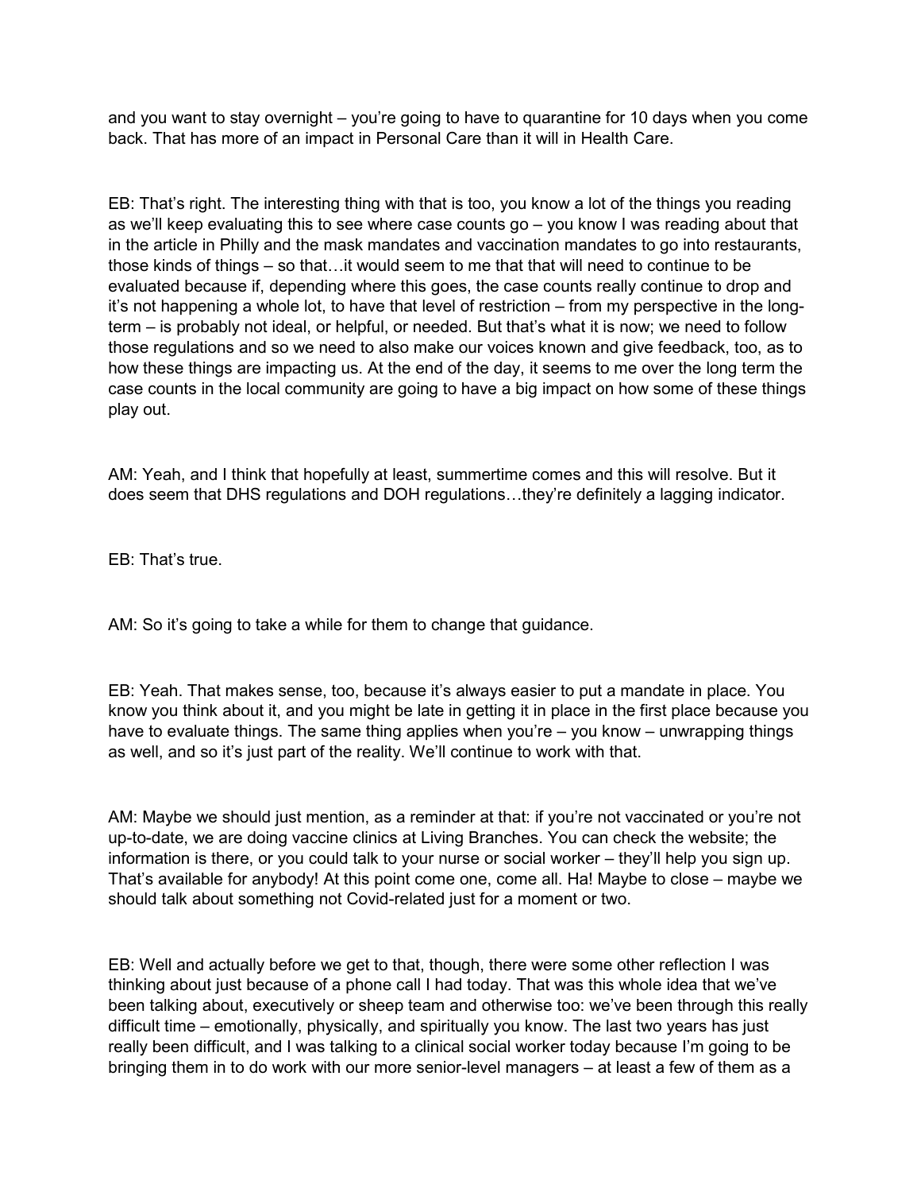and you want to stay overnight – you're going to have to quarantine for 10 days when you come back. That has more of an impact in Personal Care than it will in Health Care.

EB: That's right. The interesting thing with that is too, you know a lot of the things you reading as we'll keep evaluating this to see where case counts go – you know I was reading about that in the article in Philly and the mask mandates and vaccination mandates to go into restaurants, those kinds of things – so that…it would seem to me that that will need to continue to be evaluated because if, depending where this goes, the case counts really continue to drop and it's not happening a whole lot, to have that level of restriction – from my perspective in the long-term – is probably not ideal, or helpful, or needed. But that's what it is now; we need to follow those regulations and so we need to also make our voices known and give feedback, too, as to how these things are impacting us. At the end of the day, it seems to me over the long term the case counts in the local community are going to have a big impact on how some of these things play out.

AM: Yeah, and I think that hopefully at least, summertime comes and this will resolve. But it does seem that DHS regulations and DOH regulations…they're definitely a lagging indicator.

EB: That's true.

AM: So it's going to take a while for them to change that guidance.

EB: Yeah. That makes sense, too, because it's always easier to put a mandate in place. You know you think about it, and you might be late in getting it in place in the first place because you have to evaluate things. The same thing applies when you're – you know – unwrapping things as well, and so it's just part of the reality. We'll continue to work with that.

AM: Maybe we should just mention, as a reminder at that: if you're not vaccinated or you're not up-to-date, we are doing vaccine clinics at Living Branches. You can check the website; the information is there, or you could talk to your nurse or social worker – they'll help you sign up. That's available for anybody! At this point come one, come all. Ha! Maybe to close – maybe we should talk about something not Covid-related just for a moment or two.

EB: Well and actually before we get to that, though, there were some other reflection I was thinking about just because of a phone call I had today. That was this whole idea that we've been talking about, executively or sheep team and otherwise too: we've been through this really difficult time – emotionally, physically, and spiritually you know. The last two years has just really been difficult, and I was talking to a clinical social worker today because I'm going to be bringing them in to do work with our more senior-level managers – at least a few of them as a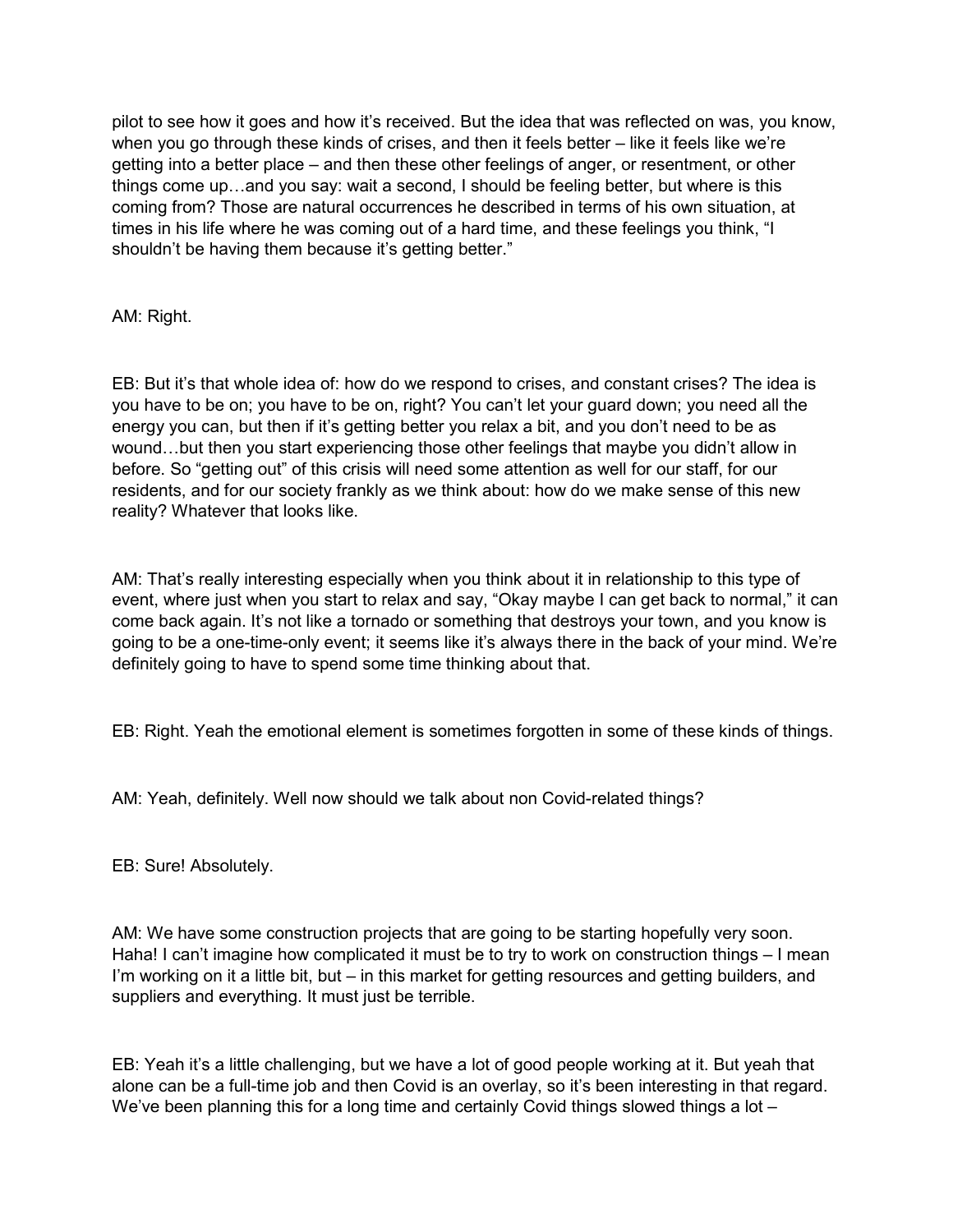pilot to see how it goes and how it's received. But the idea that was reflected on was, you know, when you go through these kinds of crises, and then it feels better – like it feels like we're getting into a better place – and then these other feelings of anger, or resentment, or other things come up…and you say: wait a second, I should be feeling better, but where is this coming from? Those are natural occurrences he described in terms of his own situation, at times in his life where he was coming out of a hard time, and these feelings you think, "I shouldn't be having them because it's getting better."

AM: Right.

EB: But it's that whole idea of: how do we respond to crises, and constant crises? The idea is you have to be on; you have to be on, right? You can't let your guard down; you need all the energy you can, but then if it's getting better you relax a bit, and you don't need to be as wound…but then you start experiencing those other feelings that maybe you didn't allow in before. So "getting out" of this crisis will need some attention as well for our staff, for our residents, and for our society frankly as we think about: how do we make sense of this new reality? Whatever that looks like.

AM: That's really interesting especially when you think about it in relationship to this type of event, where just when you start to relax and say, "Okay maybe I can get back to normal," it can come back again. It's not like a tornado or something that destroys your town, and you know is going to be a one-time-only event; it seems like it's always there in the back of your mind. We're definitely going to have to spend some time thinking about that.

EB: Right. Yeah the emotional element is sometimes forgotten in some of these kinds of things.

AM: Yeah, definitely. Well now should we talk about non Covid-related things?

EB: Sure! Absolutely.

AM: We have some construction projects that are going to be starting hopefully very soon. Haha! I can't imagine how complicated it must be to try to work on construction things – I mean I'm working on it a little bit, but – in this market for getting resources and getting builders, and suppliers and everything. It must just be terrible.

EB: Yeah it's a little challenging, but we have a lot of good people working at it. But yeah that alone can be a full-time job and then Covid is an overlay, so it's been interesting in that regard. We've been planning this for a long time and certainly Covid things slowed things a lot –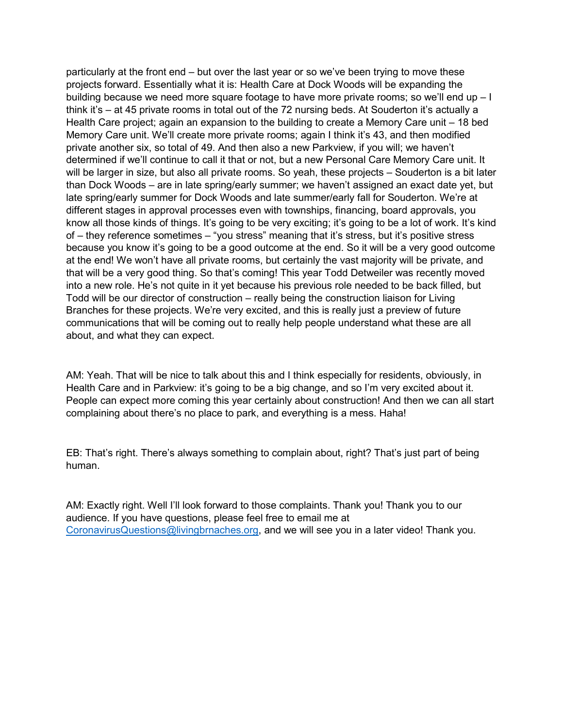particularly at the front end – but over the last year or so we've been trying to move these projects forward. Essentially what it is: Health Care at Dock Woods will be expanding the building because we need more square footage to have more private rooms; so we'll end up – I think it's – at 45 private rooms in total out of the 72 nursing beds. At Souderton it's actually a Health Care project; again an expansion to the building to create a Memory Care unit – 18 bed Memory Care unit. We'll create more private rooms; again I think it's 43, and then modified private another six, so total of 49. And then also a new Parkview, if you will; we haven't determined if we'll continue to call it that or not, but a new Personal Care Memory Care unit. It will be larger in size, but also all private rooms. So yeah, these projects – Souderton is a bit later than Dock Woods – are in late spring/early summer; we haven't assigned an exact date yet, but late spring/early summer for Dock Woods and late summer/early fall for Souderton. We're at different stages in approval processes even with townships, financing, board approvals, you know all those kinds of things. It's going to be very exciting; it's going to be a lot of work. It's kind of – they reference sometimes – "you stress" meaning that it's stress, but it's positive stress because you know it's going to be a good outcome at the end. So it will be a very good outcome at the end! We won't have all private rooms, but certainly the vast majority will be private, and that will be a very good thing. So that's coming! This year Todd Detweiler was recently moved into a new role. He's not quite in it yet because his previous role needed to be back filled, but Todd will be our director of construction – really being the construction liaison for Living Branches for these projects. We're very excited, and this is really just a preview of future communications that will be coming out to really help people understand what these are all about, and what they can expect.

AM: Yeah. That will be nice to talk about this and I think especially for residents, obviously, in Health Care and in Parkview: it's going to be a big change, and so I'm very excited about it. People can expect more coming this year certainly about construction! And then we can all start complaining about there's no place to park, and everything is a mess. Haha!

EB: That's right. There's always something to complain about, right? That's just part of being human.

AM: Exactly right. Well I'll look forward to those complaints. Thank you! Thank you to our audience. If you have questions, please feel free to email me at CoronavirusQuestions@livingbrnaches.org, and we will see you in a later video! Thank you.